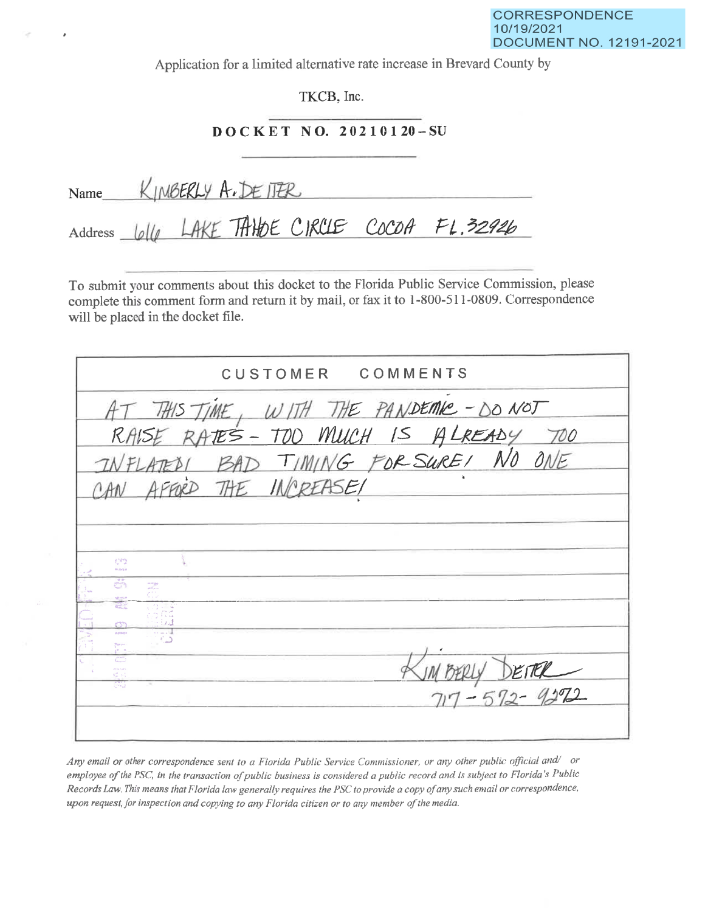CORRESPONDENCE
10/19/2021
DOCUMENT NO. 12191-2021

Application for a limited alternative rate increase in Brevard County by

TKCB, Inc.

**DOCKET NO. 20210120-SU**

Name KIMBERLY A. DEITER

Address 616 LAKE TAHOE CIRCLE COCOA FL. 32926

To submit your comments about this docket to the Florida Public Service Commission, please complete this comment form and return it by mail, or fax it to 1-800-511-0809. Correspondence will be placed in the docket file.

| CUSTOMER COMMENTS |
| --- |
| AT THIS TIME, WITH THE PANDEMIC - DO NOT RAISE RATES - TOO MUCH IS ALREADY TOO INFLATED! BAD TIMING FOR SURE! NO ONE CAN AFFORD THE INCREASE! |
| Kimberly Deiter |
| 717-572-9272 |

*Any email or other correspondence sent to a Florida Public Service Commissioner, or any other public official and/ or employee of the PSC, in the transaction of public business is considered a public record and is subject to Florida's Public Records Law. This means that Florida law generally requires the PSC to provide a copy of any such email or correspondence, upon request, for inspection and copying to any Florida citizen or to any member of the media.*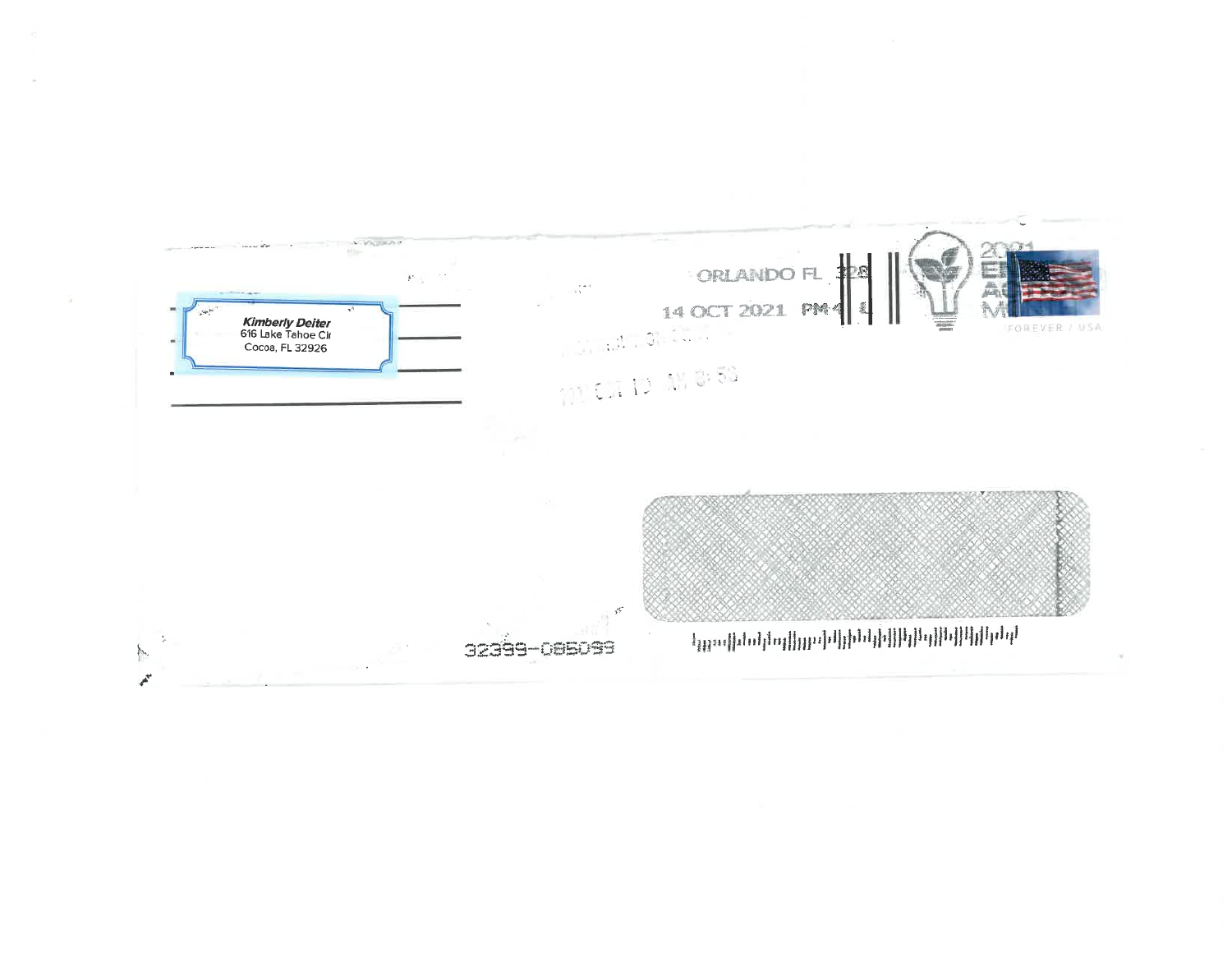Kimberly Deiter
616 Lake Tahoe Cir
Cocoa, FL 32926

ORLANDO FL 328

14 OCT 2021 PM 4

2021

FOREVER / USA

32399-085099